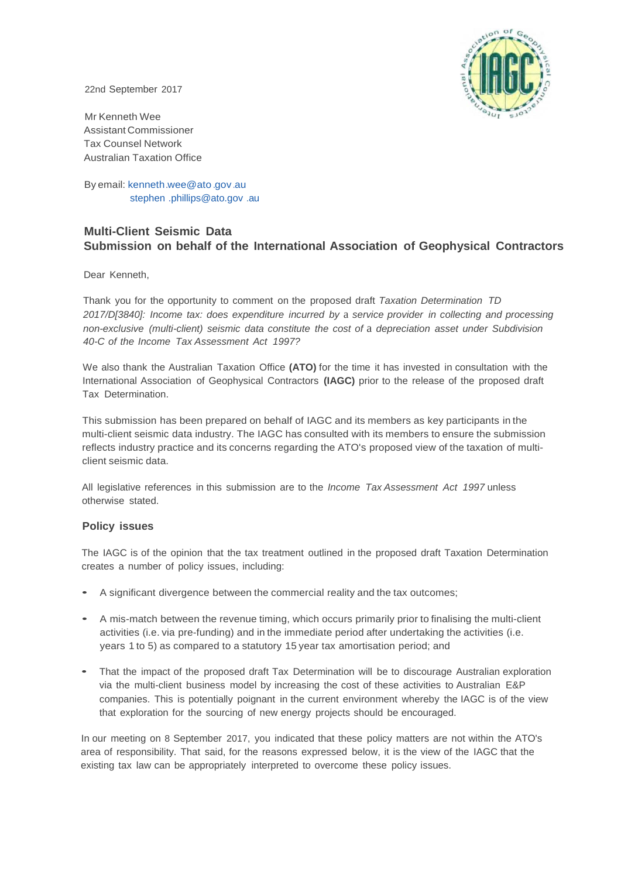22nd September 2017

Mr Kenneth Wee
Assistant Commissioner
Tax Counsel Network
Australian Taxation Office

By email: kenneth.wee@ato.gov.au
stephen.phillips@ato.gov.au

## Multi-Client Seismic Data
## Submission on behalf of the International Association of Geophysical Contractors

Dear Kenneth,

Thank you for the opportunity to comment on the proposed draft *Taxation Determination TD 2017/D[3840]: Income tax: does expenditure incurred by a service provider in collecting and processing non-exclusive (multi-client) seismic data constitute the cost of a depreciation asset under Subdivision 40-C of the Income Tax Assessment Act 1997?*

We also thank the Australian Taxation Office **(ATO)** for the time it has invested in consultation with the International Association of Geophysical Contractors **(IAGC)** prior to the release of the proposed draft Tax Determination.

This submission has been prepared on behalf of IAGC and its members as key participants in the multi-client seismic data industry. The IAGC has consulted with its members to ensure the submission reflects industry practice and its concerns regarding the ATO's proposed view of the taxation of multi-client seismic data.

All legislative references in this submission are to the *Income Tax Assessment Act 1997* unless otherwise stated.

### Policy issues

The IAGC is of the opinion that the tax treatment outlined in the proposed draft Taxation Determination creates a number of policy issues, including:

- A significant divergence between the commercial reality and the tax outcomes;
- A mis-match between the revenue timing, which occurs primarily prior to finalising the multi-client activities (i.e. via pre-funding) and in the immediate period after undertaking the activities (i.e. years 1 to 5) as compared to a statutory 15 year tax amortisation period; and
- That the impact of the proposed draft Tax Determination will be to discourage Australian exploration via the multi-client business model by increasing the cost of these activities to Australian E&P companies. This is potentially poignant in the current environment whereby the IAGC is of the view that exploration for the sourcing of new energy projects should be encouraged.

In our meeting on 8 September 2017, you indicated that these policy matters are not within the ATO's area of responsibility. That said, for the reasons expressed below, it is the view of the IAGC that the existing tax law can be appropriately interpreted to overcome these policy issues.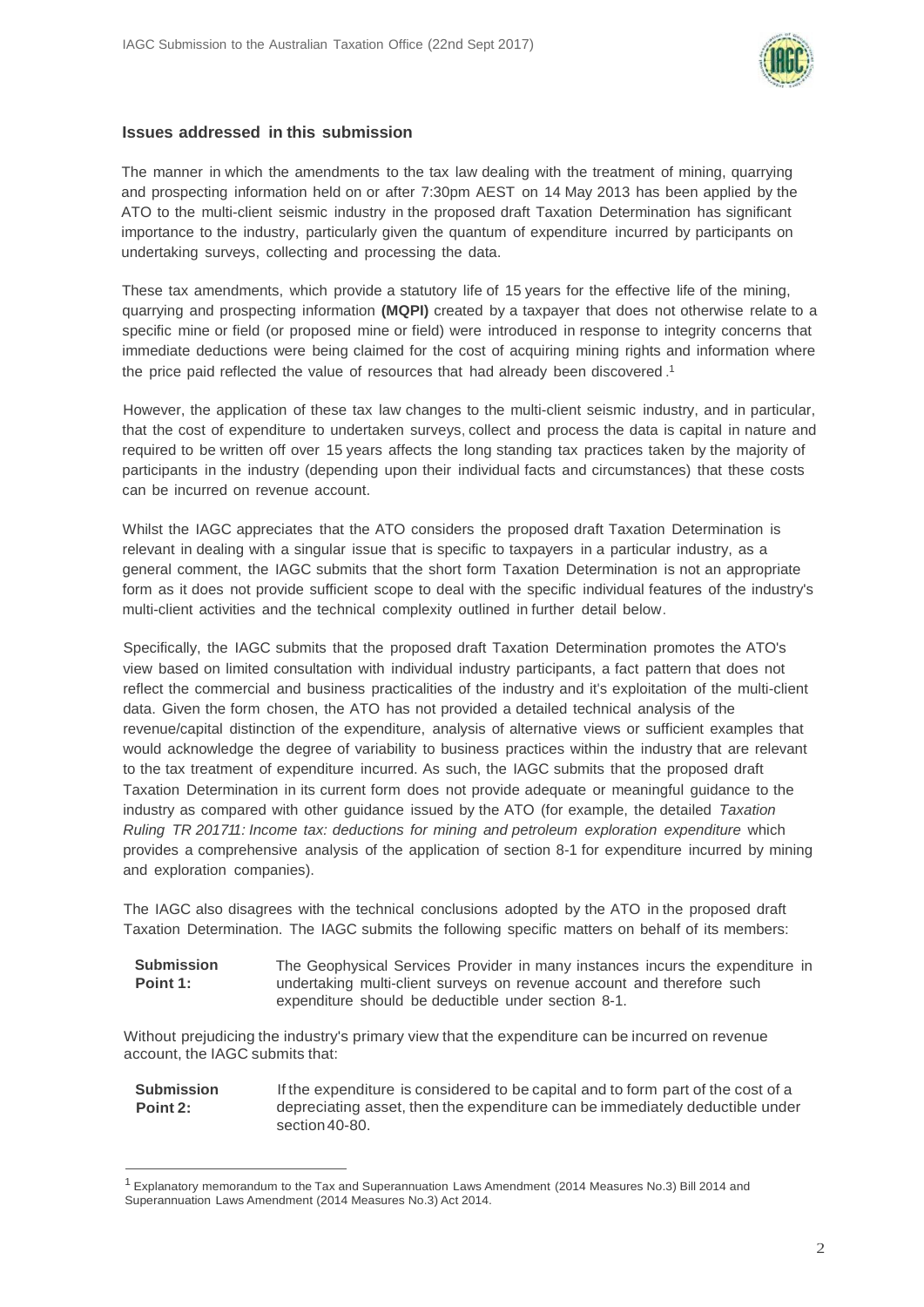## Issues addressed in this submission

The manner in which the amendments to the tax law dealing with the treatment of mining, quarrying and prospecting information held on or after 7:30pm AEST on 14 May 2013 has been applied by the ATO to the multi-client seismic industry in the proposed draft Taxation Determination has significant importance to the industry, particularly given the quantum of expenditure incurred by participants on undertaking surveys, collecting and processing the data.

These tax amendments, which provide a statutory life of 15 years for the effective life of the mining, quarrying and prospecting information **(MQPI)** created by a taxpayer that does not otherwise relate to a specific mine or field (or proposed mine or field) were introduced in response to integrity concerns that immediate deductions were being claimed for the cost of acquiring mining rights and information where the price paid reflected the value of resources that had already been discovered.[1]

However, the application of these tax law changes to the multi-client seismic industry, and in particular, that the cost of expenditure to undertaken surveys, collect and process the data is capital in nature and required to be written off over 15 years affects the long standing tax practices taken by the majority of participants in the industry (depending upon their individual facts and circumstances) that these costs can be incurred on revenue account.

Whilst the IAGC appreciates that the ATO considers the proposed draft Taxation Determination is relevant in dealing with a singular issue that is specific to taxpayers in a particular industry, as a general comment, the IAGC submits that the short form Taxation Determination is not an appropriate form as it does not provide sufficient scope to deal with the specific individual features of the industry's multi-client activities and the technical complexity outlined in further detail below.

Specifically, the IAGC submits that the proposed draft Taxation Determination promotes the ATO's view based on limited consultation with individual industry participants, a fact pattern that does not reflect the commercial and business practicalities of the industry and it's exploitation of the multi-client data. Given the form chosen, the ATO has not provided a detailed technical analysis of the revenue/capital distinction of the expenditure, analysis of alternative views or sufficient examples that would acknowledge the degree of variability to business practices within the industry that are relevant to the tax treatment of expenditure incurred. As such, the IAGC submits that the proposed draft Taxation Determination in its current form does not provide adequate or meaningful guidance to the industry as compared with other guidance issued by the ATO (for example, the detailed *Taxation Ruling TR 2017l1: Income tax: deductions for mining and petroleum exploration expenditure* which provides a comprehensive analysis of the application of section 8-1 for expenditure incurred by mining and exploration companies).

The IAGC also disagrees with the technical conclusions adopted by the ATO in the proposed draft Taxation Determination. The IAGC submits the following specific matters on behalf of its members:

| | |
|---|---|
| **Submission Point 1:** | The Geophysical Services Provider in many instances incurs the expenditure in undertaking multi-client surveys on revenue account and therefore such expenditure should be deductible under section 8-1. |

Without prejudicing the industry's primary view that the expenditure can be incurred on revenue account, the IAGC submits that:

| | |
|---|---|
| **Submission Point 2:** | If the expenditure is considered to be capital and to form part of the cost of a depreciating asset, then the expenditure can be immediately deductible under section 40-80. |

[1] Explanatory memorandum to the Tax and Superannuation Laws Amendment (2014 Measures No.3) Bill 2014 and Superannuation Laws Amendment (2014 Measures No.3) Act 2014.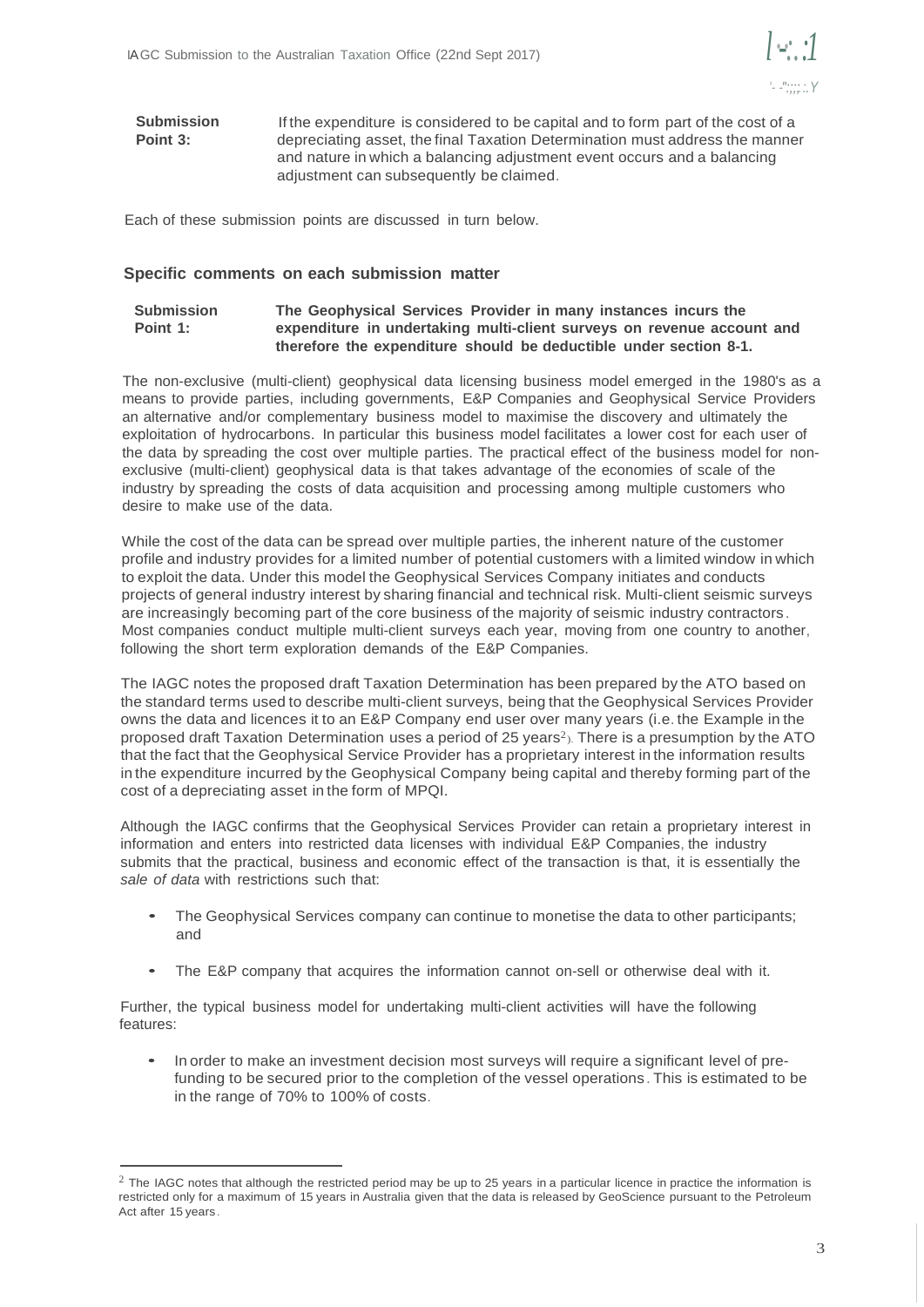| | |
|---|---|
| **Submission Point 3:** | If the expenditure is considered to be capital and to form part of the cost of a depreciating asset, the final Taxation Determination must address the manner and nature in which a balancing adjustment event occurs and a balancing adjustment can subsequently be claimed. |

Each of these submission points are discussed in turn below.

## Specific comments on each submission matter

| | |
|---|---|
| **Submission Point 1:** | **The Geophysical Services Provider in many instances incurs the expenditure in undertaking multi-client surveys on revenue account and therefore the expenditure should be deductible under section 8-1.** |

The non-exclusive (multi-client) geophysical data licensing business model emerged in the 1980's as a means to provide parties, including governments, E&P Companies and Geophysical Service Providers an alternative and/or complementary business model to maximise the discovery and ultimately the exploitation of hydrocarbons. In particular this business model facilitates a lower cost for each user of the data by spreading the cost over multiple parties. The practical effect of the business model for non-exclusive (multi-client) geophysical data is that takes advantage of the economies of scale of the industry by spreading the costs of data acquisition and processing among multiple customers who desire to make use of the data.

While the cost of the data can be spread over multiple parties, the inherent nature of the customer profile and industry provides for a limited number of potential customers with a limited window in which to exploit the data. Under this model the Geophysical Services Company initiates and conducts projects of general industry interest by sharing financial and technical risk. Multi-client seismic surveys are increasingly becoming part of the core business of the majority of seismic industry contractors. Most companies conduct multiple multi-client surveys each year, moving from one country to another, following the short term exploration demands of the E&P Companies.

The IAGC notes the proposed draft Taxation Determination has been prepared by the ATO based on the standard terms used to describe multi-client surveys, being that the Geophysical Services Provider owns the data and licences it to an E&P Company end user over many years (i.e. the Example in the proposed draft Taxation Determination uses a period of 25 years[2]). There is a presumption by the ATO that the fact that the Geophysical Service Provider has a proprietary interest in the information results in the expenditure incurred by the Geophysical Company being capital and thereby forming part of the cost of a depreciating asset in the form of MPQI.

Although the IAGC confirms that the Geophysical Services Provider can retain a proprietary interest in information and enters into restricted data licenses with individual E&P Companies, the industry submits that the practical, business and economic effect of the transaction is that, it is essentially the *sale of data* with restrictions such that:

- The Geophysical Services company can continue to monetise the data to other participants; and
- The E&P company that acquires the information cannot on-sell or otherwise deal with it.

Further, the typical business model for undertaking multi-client activities will have the following features:

- In order to make an investment decision most surveys will require a significant level of pre-funding to be secured prior to the completion of the vessel operations. This is estimated to be in the range of 70% to 100% of costs.

[2] The IAGC notes that although the restricted period may be up to 25 years in a particular licence in practice the information is restricted only for a maximum of 15 years in Australia given that the data is released by GeoScience pursuant to the Petroleum Act after 15 years.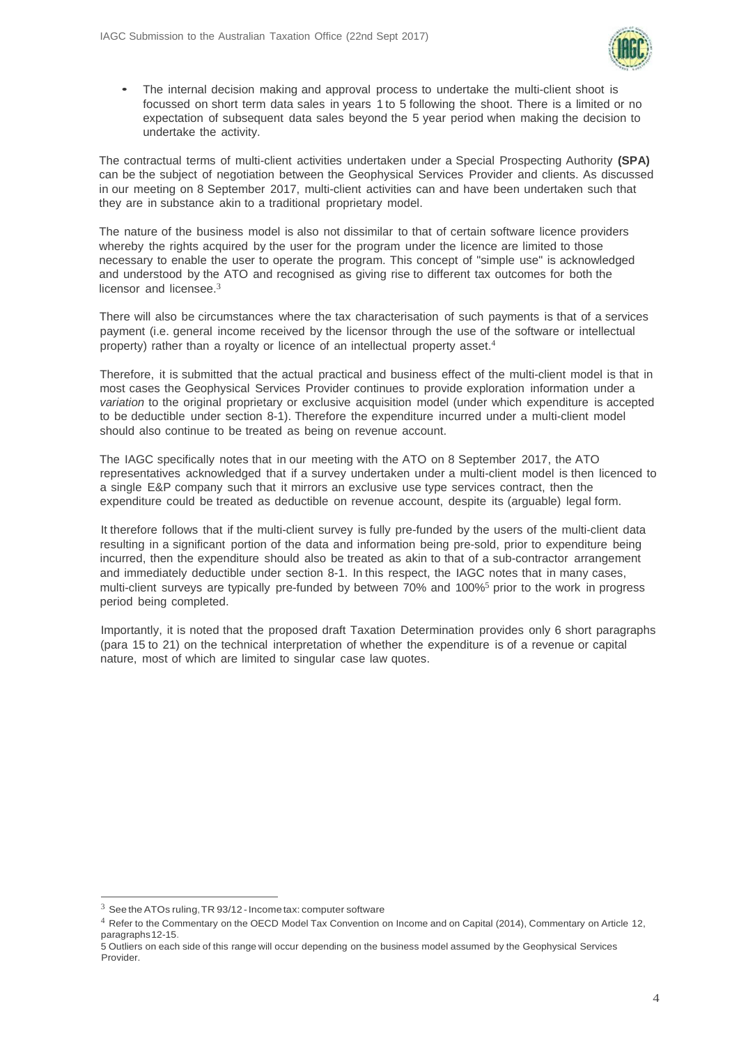- The internal decision making and approval process to undertake the multi-client shoot is focussed on short term data sales in years 1 to 5 following the shoot. There is a limited or no expectation of subsequent data sales beyond the 5 year period when making the decision to undertake the activity.

The contractual terms of multi-client activities undertaken under a Special Prospecting Authority **(SPA)** can be the subject of negotiation between the Geophysical Services Provider and clients. As discussed in our meeting on 8 September 2017, multi-client activities can and have been undertaken such that they are in substance akin to a traditional proprietary model.

The nature of the business model is also not dissimilar to that of certain software licence providers whereby the rights acquired by the user for the program under the licence are limited to those necessary to enable the user to operate the program. This concept of "simple use" is acknowledged and understood by the ATO and recognised as giving rise to different tax outcomes for both the licensor and licensee.[3]

There will also be circumstances where the tax characterisation of such payments is that of a services payment (i.e. general income received by the licensor through the use of the software or intellectual property) rather than a royalty or licence of an intellectual property asset.[4]

Therefore, it is submitted that the actual practical and business effect of the multi-client model is that in most cases the Geophysical Services Provider continues to provide exploration information under a *variation* to the original proprietary or exclusive acquisition model (under which expenditure is accepted to be deductible under section 8-1). Therefore the expenditure incurred under a multi-client model should also continue to be treated as being on revenue account.

The IAGC specifically notes that in our meeting with the ATO on 8 September 2017, the ATO representatives acknowledged that if a survey undertaken under a multi-client model is then licenced to a single E&P company such that it mirrors an exclusive use type services contract, then the expenditure could be treated as deductible on revenue account, despite its (arguable) legal form.

It therefore follows that if the multi-client survey is fully pre-funded by the users of the multi-client data resulting in a significant portion of the data and information being pre-sold, prior to expenditure being incurred, then the expenditure should also be treated as akin to that of a sub-contractor arrangement and immediately deductible under section 8-1. In this respect, the IAGC notes that in many cases, multi-client surveys are typically pre-funded by between 70% and 100%[5] prior to the work in progress period being completed.

Importantly, it is noted that the proposed draft Taxation Determination provides only 6 short paragraphs (para 15 to 21) on the technical interpretation of whether the expenditure is of a revenue or capital nature, most of which are limited to singular case law quotes.

---

[3] See the ATOs ruling, TR 93/12 - Income tax: computer software

[4] Refer to the Commentary on the OECD Model Tax Convention on Income and on Capital (2014), Commentary on Article 12, paragraphs 12-15.

[5] Outliers on each side of this range will occur depending on the business model assumed by the Geophysical Services Provider.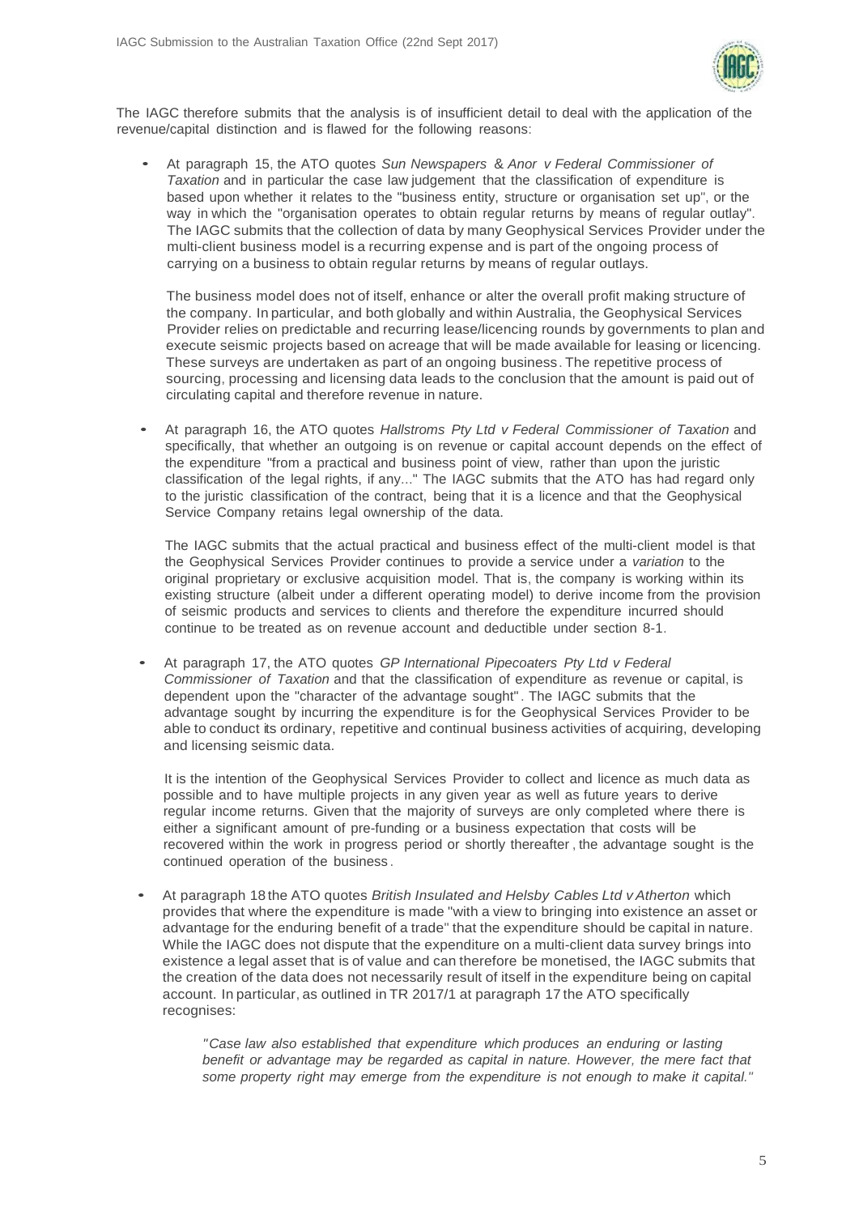The IAGC therefore submits that the analysis is of insufficient detail to deal with the application of the revenue/capital distinction and is flawed for the following reasons:

- At paragraph 15, the ATO quotes *Sun Newspapers* & *Anor v Federal Commissioner of Taxation* and in particular the case law judgement that the classification of expenditure is based upon whether it relates to the "business entity, structure or organisation set up", or the way in which the "organisation operates to obtain regular returns by means of regular outlay". The IAGC submits that the collection of data by many Geophysical Services Provider under the multi-client business model is a recurring expense and is part of the ongoing process of carrying on a business to obtain regular returns by means of regular outlays.

  The business model does not of itself, enhance or alter the overall profit making structure of the company. In particular, and both globally and within Australia, the Geophysical Services Provider relies on predictable and recurring lease/licencing rounds by governments to plan and execute seismic projects based on acreage that will be made available for leasing or licencing. These surveys are undertaken as part of an ongoing business. The repetitive process of sourcing, processing and licensing data leads to the conclusion that the amount is paid out of circulating capital and therefore revenue in nature.

- At paragraph 16, the ATO quotes *Hallstroms Pty Ltd v Federal Commissioner of Taxation* and specifically, that whether an outgoing is on revenue or capital account depends on the effect of the expenditure "from a practical and business point of view, rather than upon the juristic classification of the legal rights, if any..." The IAGC submits that the ATO has had regard only to the juristic classification of the contract, being that it is a licence and that the Geophysical Service Company retains legal ownership of the data.

  The IAGC submits that the actual practical and business effect of the multi-client model is that the Geophysical Services Provider continues to provide a service under a *variation* to the original proprietary or exclusive acquisition model. That is, the company is working within its existing structure (albeit under a different operating model) to derive income from the provision of seismic products and services to clients and therefore the expenditure incurred should continue to be treated as on revenue account and deductible under section 8-1.

- At paragraph 17, the ATO quotes *GP International Pipecoaters Pty Ltd v Federal Commissioner of Taxation* and that the classification of expenditure as revenue or capital, is dependent upon the "character of the advantage sought". The IAGC submits that the advantage sought by incurring the expenditure is for the Geophysical Services Provider to be able to conduct its ordinary, repetitive and continual business activities of acquiring, developing and licensing seismic data.

  It is the intention of the Geophysical Services Provider to collect and licence as much data as possible and to have multiple projects in any given year as well as future years to derive regular income returns. Given that the majority of surveys are only completed where there is either a significant amount of pre-funding or a business expectation that costs will be recovered within the work in progress period or shortly thereafter, the advantage sought is the continued operation of the business.

- At paragraph 18 the ATO quotes *British Insulated and Helsby Cables Ltd v Atherton* which provides that where the expenditure is made "with a view to bringing into existence an asset or advantage for the enduring benefit of a trade" that the expenditure should be capital in nature. While the IAGC does not dispute that the expenditure on a multi-client data survey brings into existence a legal asset that is of value and can therefore be monetised, the IAGC submits that the creation of the data does not necessarily result of itself in the expenditure being on capital account. In particular, as outlined in TR 2017/1 at paragraph 17 the ATO specifically recognises:

  > *"Case law also established that expenditure which produces an enduring or lasting benefit or advantage may be regarded as capital in nature. However, the mere fact that some property right may emerge from the expenditure is not enough to make it capital."*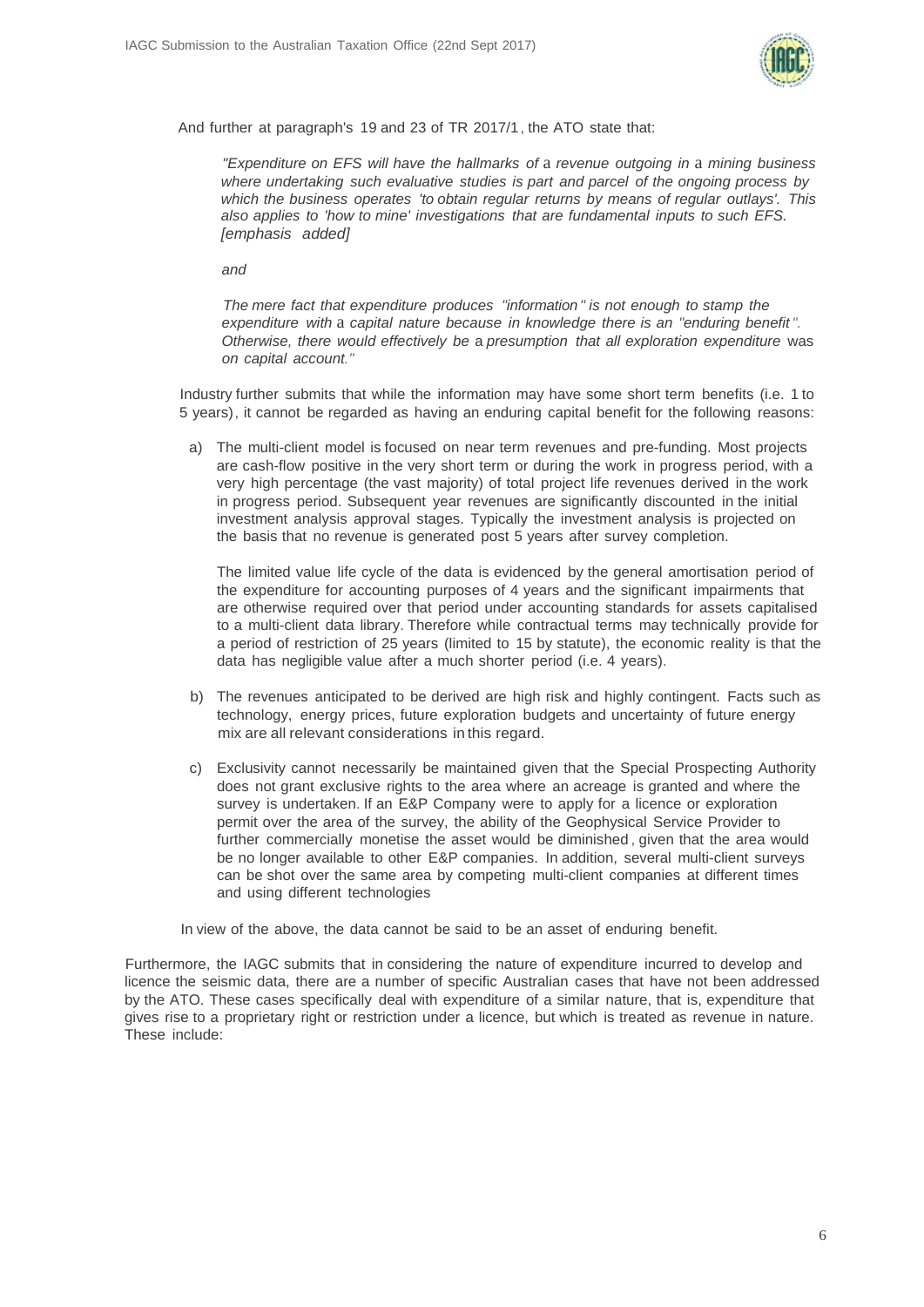And further at paragraph's 19 and 23 of TR 2017/1, the ATO state that:

> *"Expenditure on EFS will have the hallmarks of a revenue outgoing in a mining business where undertaking such evaluative studies is part and parcel of the ongoing process by which the business operates 'to obtain regular returns by means of regular outlays'. This also applies to 'how to mine' investigations that are fundamental inputs to such EFS. [emphasis added]*
>
> *and*
>
> *The mere fact that expenditure produces "information" is not enough to stamp the expenditure with a capital nature because in knowledge there is an "enduring benefit". Otherwise, there would effectively be a presumption that all exploration expenditure was on capital account."*

Industry further submits that while the information may have some short term benefits (i.e. 1 to 5 years), it cannot be regarded as having an enduring capital benefit for the following reasons:

a) The multi-client model is focused on near term revenues and pre-funding. Most projects are cash-flow positive in the very short term or during the work in progress period, with a very high percentage (the vast majority) of total project life revenues derived in the work in progress period. Subsequent year revenues are significantly discounted in the initial investment analysis approval stages. Typically the investment analysis is projected on the basis that no revenue is generated post 5 years after survey completion.

   The limited value life cycle of the data is evidenced by the general amortisation period of the expenditure for accounting purposes of 4 years and the significant impairments that are otherwise required over that period under accounting standards for assets capitalised to a multi-client data library. Therefore while contractual terms may technically provide for a period of restriction of 25 years (limited to 15 by statute), the economic reality is that the data has negligible value after a much shorter period (i.e. 4 years).

b) The revenues anticipated to be derived are high risk and highly contingent. Facts such as technology, energy prices, future exploration budgets and uncertainty of future energy mix are all relevant considerations in this regard.

c) Exclusivity cannot necessarily be maintained given that the Special Prospecting Authority does not grant exclusive rights to the area where an acreage is granted and where the survey is undertaken. If an E&P Company were to apply for a licence or exploration permit over the area of the survey, the ability of the Geophysical Service Provider to further commercially monetise the asset would be diminished, given that the area would be no longer available to other E&P companies. In addition, several multi-client surveys can be shot over the same area by competing multi-client companies at different times and using different technologies

In view of the above, the data cannot be said to be an asset of enduring benefit.

Furthermore, the IAGC submits that in considering the nature of expenditure incurred to develop and licence the seismic data, there are a number of specific Australian cases that have not been addressed by the ATO. These cases specifically deal with expenditure of a similar nature, that is, expenditure that gives rise to a proprietary right or restriction under a licence, but which is treated as revenue in nature. These include: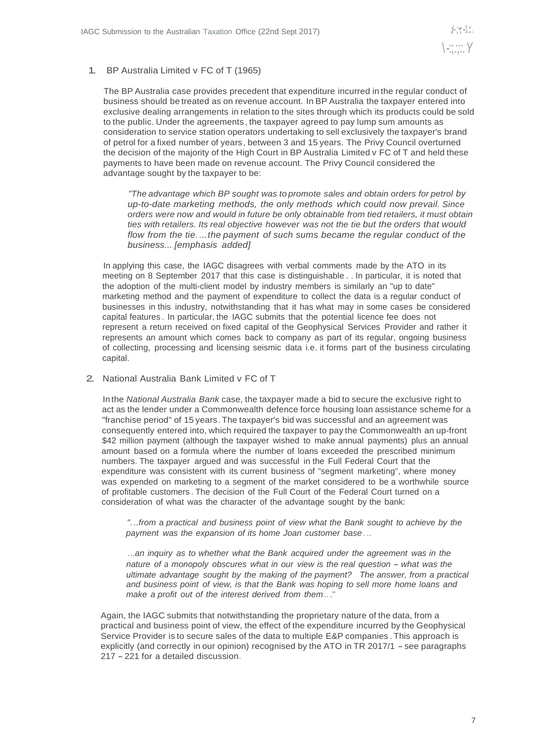1. BP Australia Limited v FC of T (1965)

The BP Australia case provides precedent that expenditure incurred in the regular conduct of business should be treated as on revenue account. In BP Australia the taxpayer entered into exclusive dealing arrangements in relation to the sites through which its products could be sold to the public. Under the agreements, the taxpayer agreed to pay lump sum amounts as consideration to service station operators undertaking to sell exclusively the taxpayer's brand of petrol for a fixed number of years, between 3 and 15 years. The Privy Council overturned the decision of the majority of the High Court in BP Australia Limited v FC of T and held these payments to have been made on revenue account. The Privy Council considered the advantage sought by the taxpayer to be:

> *"The advantage which BP sought was to promote sales and obtain orders for petrol by up-to-date marketing methods, the only methods which could now prevail. Since orders were now and would in future be only obtainable from tied retailers, it must obtain ties with retailers. Its real objective however was not the tie but the orders that would flow from the tie. …the payment of such sums became the regular conduct of the business... [emphasis added]*

In applying this case, the IAGC disagrees with verbal comments made by the ATO in its meeting on 8 September 2017 that this case is distinguishable. . In particular, it is noted that the adoption of the multi-client model by industry members is similarly an "up to date" marketing method and the payment of expenditure to collect the data is a regular conduct of businesses in this industry, notwithstanding that it has what may in some cases be considered capital features. In particular, the IAGC submits that the potential licence fee does not represent a return received on fixed capital of the Geophysical Services Provider and rather it represents an amount which comes back to company as part of its regular, ongoing business of collecting, processing and licensing seismic data i.e. it forms part of the business circulating capital.

2. National Australia Bank Limited v FC of T

In the *National Australia Bank* case, the taxpayer made a bid to secure the exclusive right to act as the lender under a Commonwealth defence force housing loan assistance scheme for a "franchise period" of 15 years. The taxpayer's bid was successful and an agreement was consequently entered into, which required the taxpayer to pay the Commonwealth an up-front $42 million payment (although the taxpayer wished to make annual payments) plus an annual amount based on a formula where the number of loans exceeded the prescribed minimum numbers. The taxpayer argued and was successful in the Full Federal Court that the expenditure was consistent with its current business of "segment marketing", where money was expended on marketing to a segment of the market considered to be a worthwhile source of profitable customers. The decision of the Full Court of the Federal Court turned on a consideration of what was the character of the advantage sought by the bank:

> *"…from a practical and business point of view what the Bank sought to achieve by the payment was the expansion of its home Joan customer base…*
>
> *…an inquiry as to whether what the Bank acquired under the agreement was in the nature of a monopoly obscures what in our view is the real question – what was the ultimate advantage sought by the making of the payment? The answer, from a practical and business point of view, is that the Bank was hoping to sell more home loans and make a profit out of the interest derived from them…"*

Again, the IAGC submits that notwithstanding the proprietary nature of the data, from a practical and business point of view, the effect of the expenditure incurred by the Geophysical Service Provider is to secure sales of the data to multiple E&P companies. This approach is explicitly (and correctly in our opinion) recognised by the ATO in TR 2017/1 – see paragraphs 217 – 221 for a detailed discussion.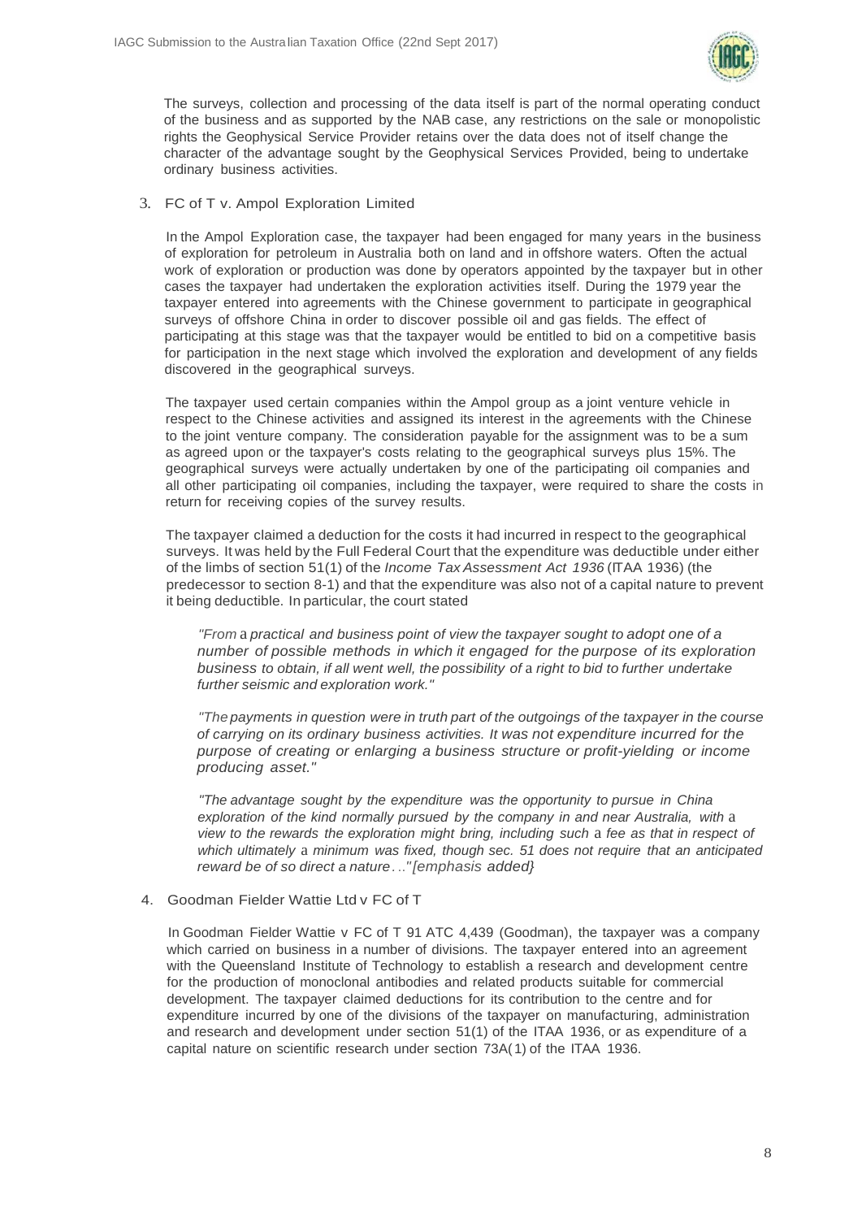The surveys, collection and processing of the data itself is part of the normal operating conduct of the business and as supported by the NAB case, any restrictions on the sale or monopolistic rights the Geophysical Service Provider retains over the data does not of itself change the character of the advantage sought by the Geophysical Services Provided, being to undertake ordinary business activities.

3. FC of T v. Ampol Exploration Limited

In the Ampol Exploration case, the taxpayer had been engaged for many years in the business of exploration for petroleum in Australia both on land and in offshore waters. Often the actual work of exploration or production was done by operators appointed by the taxpayer but in other cases the taxpayer had undertaken the exploration activities itself. During the 1979 year the taxpayer entered into agreements with the Chinese government to participate in geographical surveys of offshore China in order to discover possible oil and gas fields. The effect of participating at this stage was that the taxpayer would be entitled to bid on a competitive basis for participation in the next stage which involved the exploration and development of any fields discovered in the geographical surveys.

The taxpayer used certain companies within the Ampol group as a joint venture vehicle in respect to the Chinese activities and assigned its interest in the agreements with the Chinese to the joint venture company. The consideration payable for the assignment was to be a sum as agreed upon or the taxpayer's costs relating to the geographical surveys plus 15%. The geographical surveys were actually undertaken by one of the participating oil companies and all other participating oil companies, including the taxpayer, were required to share the costs in return for receiving copies of the survey results.

The taxpayer claimed a deduction for the costs it had incurred in respect to the geographical surveys. It was held by the Full Federal Court that the expenditure was deductible under either of the limbs of section 51(1) of the *Income Tax Assessment Act 1936* (ITAA 1936) (the predecessor to section 8-1) and that the expenditure was also not of a capital nature to prevent it being deductible. In particular, the court stated

> *"From a practical and business point of view the taxpayer sought to adopt one of a number of possible methods in which it engaged for the purpose of its exploration business to obtain, if all went well, the possibility of a right to bid to further undertake further seismic and exploration work."*
>
> *"The payments in question were in truth part of the outgoings of the taxpayer in the course of carrying on its ordinary business activities. It was not expenditure incurred for the purpose of creating or enlarging a business structure or profit-yielding or income producing asset."*
>
> *"The advantage sought by the expenditure was the opportunity to pursue in China exploration of the kind normally pursued by the company in and near Australia, with a view to the rewards the exploration might bring, including such a fee as that in respect of which ultimately a minimum was fixed, though sec. 51 does not require that an anticipated reward be of so direct a nature..." [emphasis added}*

4. Goodman Fielder Wattie Ltd v FC of T

In Goodman Fielder Wattie v FC of T 91 ATC 4,439 (Goodman), the taxpayer was a company which carried on business in a number of divisions. The taxpayer entered into an agreement with the Queensland Institute of Technology to establish a research and development centre for the production of monoclonal antibodies and related products suitable for commercial development. The taxpayer claimed deductions for its contribution to the centre and for expenditure incurred by one of the divisions of the taxpayer on manufacturing, administration and research and development under section 51(1) of the ITAA 1936, or as expenditure of a capital nature on scientific research under section 73A(1) of the ITAA 1936.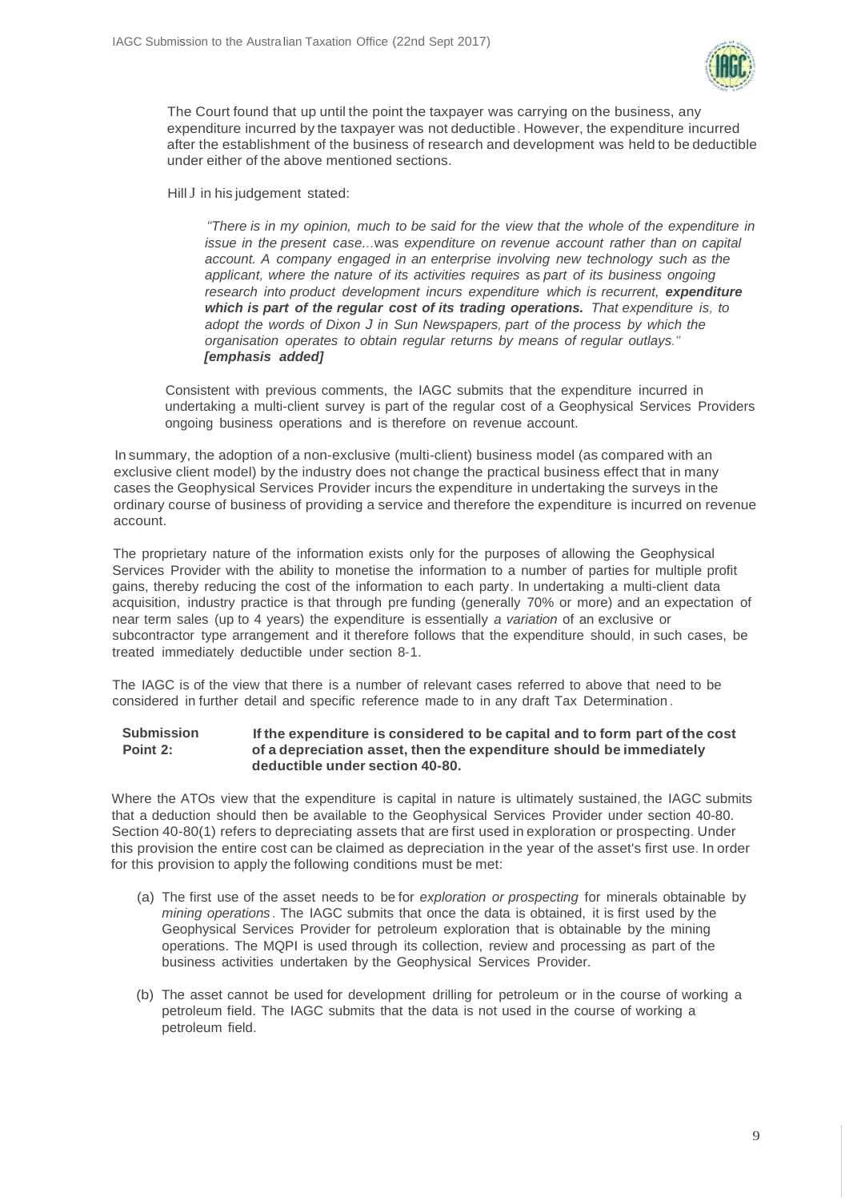The Court found that up until the point the taxpayer was carrying on the business, any expenditure incurred by the taxpayer was not deductible. However, the expenditure incurred after the establishment of the business of research and development was held to be deductible under either of the above mentioned sections.

Hill J in his judgement stated:

> *"There is in my opinion, much to be said for the view that the whole of the expenditure in issue in the present case...*was *expenditure on revenue account rather than on capital account. A company engaged in an enterprise involving new technology such as the applicant, where the nature of its activities requires* as *part of its business ongoing research into product development incurs expenditure which is recurrent,* ***expenditure which is part of the regular cost of its trading operations.*** *That expenditure is, to adopt the words of Dixon J in Sun Newspapers, part of the process by which the organisation operates to obtain regular returns by means of regular outlays."* ***[emphasis added]***

Consistent with previous comments, the IAGC submits that the expenditure incurred in undertaking a multi-client survey is part of the regular cost of a Geophysical Services Providers ongoing business operations and is therefore on revenue account.

In summary, the adoption of a non-exclusive (multi-client) business model (as compared with an exclusive client model) by the industry does not change the practical business effect that in many cases the Geophysical Services Provider incurs the expenditure in undertaking the surveys in the ordinary course of business of providing a service and therefore the expenditure is incurred on revenue account.

The proprietary nature of the information exists only for the purposes of allowing the Geophysical Services Provider with the ability to monetise the information to a number of parties for multiple profit gains, thereby reducing the cost of the information to each party. In undertaking a multi-client data acquisition, industry practice is that through pre funding (generally 70% or more) and an expectation of near term sales (up to 4 years) the expenditure is essentially *a variation* of an exclusive or subcontractor type arrangement and it therefore follows that the expenditure should, in such cases, be treated immediately deductible under section 8-1.

The IAGC is of the view that there is a number of relevant cases referred to above that need to be considered in further detail and specific reference made to in any draft Tax Determination.

**Submission Point 2: If the expenditure is considered to be capital and to form part of the cost of a depreciation asset, then the expenditure should be immediately deductible under section 40-80.**

Where the ATOs view that the expenditure is capital in nature is ultimately sustained, the IAGC submits that a deduction should then be available to the Geophysical Services Provider under section 40-80. Section 40-80(1) refers to depreciating assets that are first used in exploration or prospecting. Under this provision the entire cost can be claimed as depreciation in the year of the asset's first use. In order for this provision to apply the following conditions must be met:

(a) The first use of the asset needs to be for *exploration or prospecting* for minerals obtainable by *mining operations*. The IAGC submits that once the data is obtained, it is first used by the Geophysical Services Provider for petroleum exploration that is obtainable by the mining operations. The MQPI is used through its collection, review and processing as part of the business activities undertaken by the Geophysical Services Provider.

(b) The asset cannot be used for development drilling for petroleum or in the course of working a petroleum field. The IAGC submits that the data is not used in the course of working a petroleum field.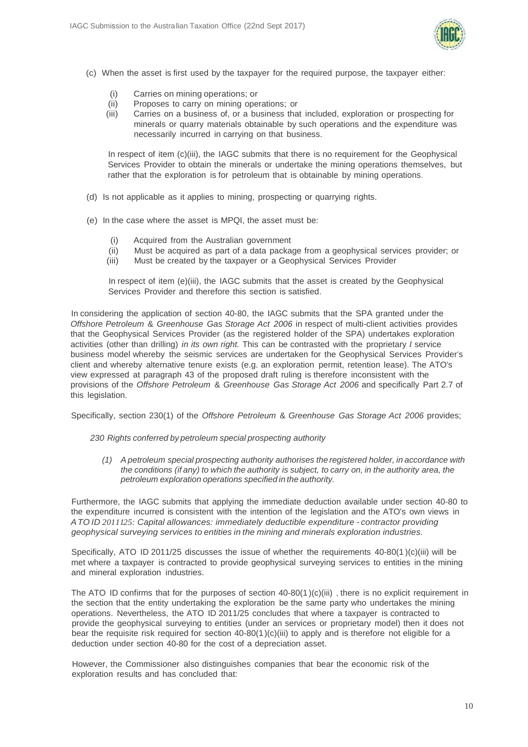(c) When the asset is first used by the taxpayer for the required purpose, the taxpayer either:

   (i) Carries on mining operations; or
   (ii) Proposes to carry on mining operations; or
   (iii) Carries on a business of, or a business that included, exploration or prospecting for minerals or quarry materials obtainable by such operations and the expenditure was necessarily incurred in carrying on that business.

   In respect of item (c)(iii), the IAGC submits that there is no requirement for the Geophysical Services Provider to obtain the minerals or undertake the mining operations themselves, but rather that the exploration is for petroleum that is obtainable by mining operations.

(d) Is not applicable as it applies to mining, prospecting or quarrying rights.

(e) In the case where the asset is MPQI, the asset must be:

   (i) Acquired from the Australian government
   (ii) Must be acquired as part of a data package from a geophysical services provider; or
   (iii) Must be created by the taxpayer or a Geophysical Services Provider

   In respect of item (e)(iii), the IAGC submits that the asset is created by the Geophysical Services Provider and therefore this section is satisfied.

In considering the application of section 40-80, the IAGC submits that the SPA granted under the *Offshore Petroleum & Greenhouse Gas Storage Act 2006* in respect of multi-client activities provides that the Geophysical Services Provider (as the registered holder of the SPA) undertakes exploration activities (other than drilling) *in its own right.* This can be contrasted with the proprietary / service business model whereby the seismic services are undertaken for the Geophysical Services Provider's client and whereby alternative tenure exists (e.g. an exploration permit, retention lease). The ATO's view expressed at paragraph 43 of the proposed draft ruling is therefore inconsistent with the provisions of the *Offshore Petroleum & Greenhouse Gas Storage Act 2006* and specifically Part 2.7 of this legislation.

Specifically, section 230(1) of the *Offshore Petroleum & Greenhouse Gas Storage Act 2006* provides;

> *230 Rights conferred by petroleum special prospecting authority*
>
> *(1) A petroleum special prospecting authority authorises the registered holder, in accordance with the conditions (if any) to which the authority is subject, to carry on, in the authority area, the petroleum exploration operations specified in the authority.*

Furthermore, the IAGC submits that applying the immediate deduction available under section 40-80 to the expenditure incurred is consistent with the intention of the legislation and the ATO's own views in *ATO ID 2011125: Capital allowances: immediately deductible expenditure - contractor providing geophysical surveying services to entities in the mining and minerals exploration industries.*

Specifically, ATO ID 2011/25 discusses the issue of whether the requirements 40-80(1)(c)(iii) will be met where a taxpayer is contracted to provide geophysical surveying services to entities in the mining and mineral exploration industries.

The ATO ID confirms that for the purposes of section 40-80(1)(c)(iii) , there is no explicit requirement in the section that the entity undertaking the exploration be the same party who undertakes the mining operations. Nevertheless, the ATO ID 2011/25 concludes that where a taxpayer is contracted to provide the geophysical surveying to entities (under an services or proprietary model) then it does not bear the requisite risk required for section 40-80(1)(c)(iii) to apply and is therefore not eligible for a deduction under section 40-80 for the cost of a depreciation asset.

However, the Commissioner also distinguishes companies that bear the economic risk of the exploration results and has concluded that: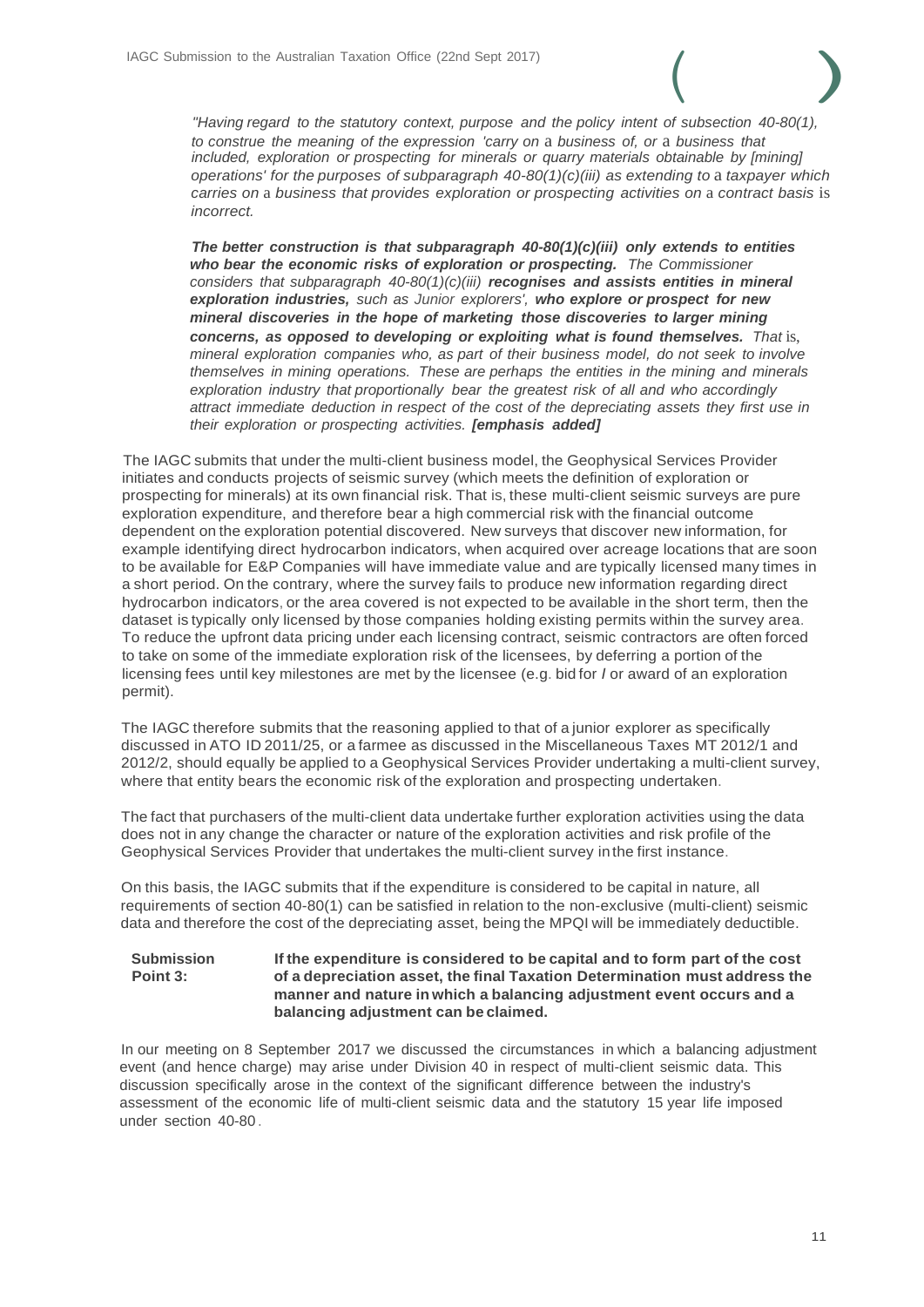> *"Having regard to the statutory context, purpose and the policy intent of subsection 40-80(1), to construe the meaning of the expression 'carry on a business of, or a business that included, exploration or prospecting for minerals or quarry materials obtainable by [mining] operations' for the purposes of subparagraph 40-80(1)(c)(iii) as extending to a taxpayer which carries on a business that provides exploration or prospecting activities on a contract basis is incorrect.*
>
> ***The better construction is that subparagraph 40-80(1)(c)(iii) only extends to entities who bear the economic risks of exploration or prospecting.*** *The Commissioner considers that subparagraph 40-80(1)(c)(iii)* ***recognises and assists entities in mineral exploration industries,*** *such as Junior explorers',* ***who explore or prospect for new mineral discoveries in the hope of marketing those discoveries to larger mining concerns, as opposed to developing or exploiting what is found themselves.*** *That is, mineral exploration companies who, as part of their business model, do not seek to involve themselves in mining operations. These are perhaps the entities in the mining and minerals exploration industry that proportionally bear the greatest risk of all and who accordingly attract immediate deduction in respect of the cost of the depreciating assets they first use in their exploration or prospecting activities.* ***[emphasis added]***

The IAGC submits that under the multi-client business model, the Geophysical Services Provider initiates and conducts projects of seismic survey (which meets the definition of exploration or prospecting for minerals) at its own financial risk. That is, these multi-client seismic surveys are pure exploration expenditure, and therefore bear a high commercial risk with the financial outcome dependent on the exploration potential discovered. New surveys that discover new information, for example identifying direct hydrocarbon indicators, when acquired over acreage locations that are soon to be available for E&P Companies will have immediate value and are typically licensed many times in a short period. On the contrary, where the survey fails to produce new information regarding direct hydrocarbon indicators, or the area covered is not expected to be available in the short term, then the dataset is typically only licensed by those companies holding existing permits within the survey area. To reduce the upfront data pricing under each licensing contract, seismic contractors are often forced to take on some of the immediate exploration risk of the licensees, by deferring a portion of the licensing fees until key milestones are met by the licensee (e.g. bid for / or award of an exploration permit).

The IAGC therefore submits that the reasoning applied to that of a junior explorer as specifically discussed in ATO ID 2011/25, or a farmee as discussed in the Miscellaneous Taxes MT 2012/1 and 2012/2, should equally be applied to a Geophysical Services Provider undertaking a multi-client survey, where that entity bears the economic risk of the exploration and prospecting undertaken.

The fact that purchasers of the multi-client data undertake further exploration activities using the data does not in any change the character or nature of the exploration activities and risk profile of the Geophysical Services Provider that undertakes the multi-client survey in the first instance.

On this basis, the IAGC submits that if the expenditure is considered to be capital in nature, all requirements of section 40-80(1) can be satisfied in relation to the non-exclusive (multi-client) seismic data and therefore the cost of the depreciating asset, being the MPQI will be immediately deductible.

**Submission Point 3:** **If the expenditure is considered to be capital and to form part of the cost of a depreciation asset, the final Taxation Determination must address the manner and nature in which a balancing adjustment event occurs and a balancing adjustment can be claimed.**

In our meeting on 8 September 2017 we discussed the circumstances in which a balancing adjustment event (and hence charge) may arise under Division 40 in respect of multi-client seismic data. This discussion specifically arose in the context of the significant difference between the industry's assessment of the economic life of multi-client seismic data and the statutory 15 year life imposed under section 40-80.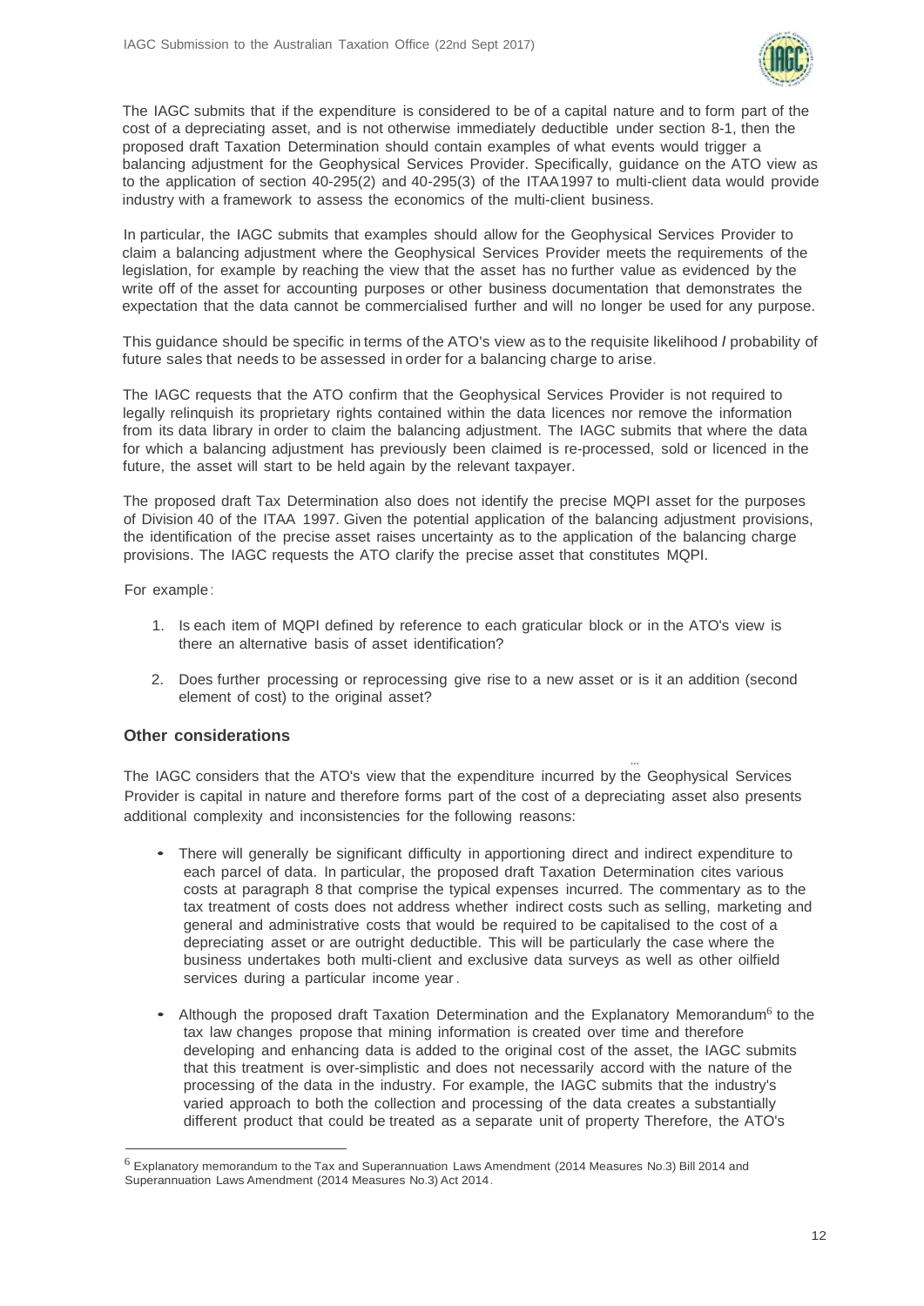The IAGC submits that if the expenditure is considered to be of a capital nature and to form part of the cost of a depreciating asset, and is not otherwise immediately deductible under section 8-1, then the proposed draft Taxation Determination should contain examples of what events would trigger a balancing adjustment for the Geophysical Services Provider. Specifically, guidance on the ATO view as to the application of section 40-295(2) and 40-295(3) of the ITAA1997 to multi-client data would provide industry with a framework to assess the economics of the multi-client business.

In particular, the IAGC submits that examples should allow for the Geophysical Services Provider to claim a balancing adjustment where the Geophysical Services Provider meets the requirements of the legislation, for example by reaching the view that the asset has no further value as evidenced by the write off of the asset for accounting purposes or other business documentation that demonstrates the expectation that the data cannot be commercialised further and will no longer be used for any purpose.

This guidance should be specific in terms of the ATO's view as to the requisite likelihood / probability of future sales that needs to be assessed in order for a balancing charge to arise.

The IAGC requests that the ATO confirm that the Geophysical Services Provider is not required to legally relinquish its proprietary rights contained within the data licences nor remove the information from its data library in order to claim the balancing adjustment. The IAGC submits that where the data for which a balancing adjustment has previously been claimed is re-processed, sold or licenced in the future, the asset will start to be held again by the relevant taxpayer.

The proposed draft Tax Determination also does not identify the precise MQPI asset for the purposes of Division 40 of the ITAA 1997. Given the potential application of the balancing adjustment provisions, the identification of the precise asset raises uncertainty as to the application of the balancing charge provisions. The IAGC requests the ATO clarify the precise asset that constitutes MQPI.

For example:

1. Is each item of MQPI defined by reference to each graticular block or in the ATO's view is there an alternative basis of asset identification?
2. Does further processing or reprocessing give rise to a new asset or is it an addition (second element of cost) to the original asset?

### Other considerations

The IAGC considers that the ATO's view that the expenditure incurred by the Geophysical Services Provider is capital in nature and therefore forms part of the cost of a depreciating asset also presents additional complexity and inconsistencies for the following reasons:

- There will generally be significant difficulty in apportioning direct and indirect expenditure to each parcel of data. In particular, the proposed draft Taxation Determination cites various costs at paragraph 8 that comprise the typical expenses incurred. The commentary as to the tax treatment of costs does not address whether indirect costs such as selling, marketing and general and administrative costs that would be required to be capitalised to the cost of a depreciating asset or are outright deductible. This will be particularly the case where the business undertakes both multi-client and exclusive data surveys as well as other oilfield services during a particular income year.
- Although the proposed draft Taxation Determination and the Explanatory Memorandum[6] to the tax law changes propose that mining information is created over time and therefore developing and enhancing data is added to the original cost of the asset, the IAGC submits that this treatment is over-simplistic and does not necessarily accord with the nature of the processing of the data in the industry. For example, the IAGC submits that the industry's varied approach to both the collection and processing of the data creates a substantially different product that could be treated as a separate unit of property Therefore, the ATO's

[6] Explanatory memorandum to the Tax and Superannuation Laws Amendment (2014 Measures No.3) Bill 2014 and Superannuation Laws Amendment (2014 Measures No.3) Act 2014.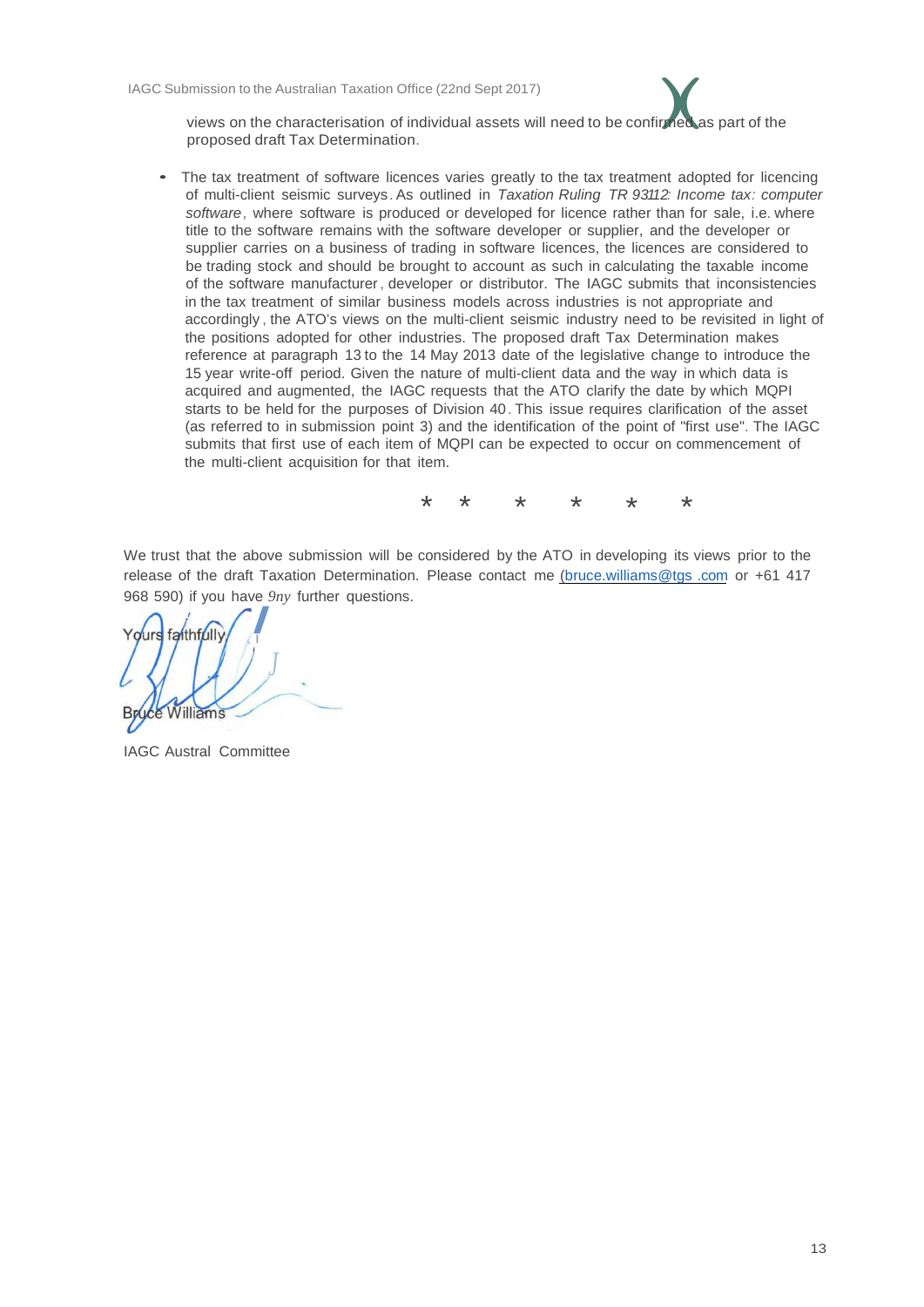views on the characterisation of individual assets will need to be confirmed as part of the proposed draft Tax Determination.

- The tax treatment of software licences varies greatly to the tax treatment adopted for licencing of multi-client seismic surveys. As outlined in *Taxation Ruling TR 93112: Income tax: computer software*, where software is produced or developed for licence rather than for sale, i.e. where title to the software remains with the software developer or supplier, and the developer or supplier carries on a business of trading in software licences, the licences are considered to be trading stock and should be brought to account as such in calculating the taxable income of the software manufacturer, developer or distributor. The IAGC submits that inconsistencies in the tax treatment of similar business models across industries is not appropriate and accordingly, the ATO's views on the multi-client seismic industry need to be revisited in light of the positions adopted for other industries. The proposed draft Tax Determination makes reference at paragraph 13 to the 14 May 2013 date of the legislative change to introduce the 15 year write-off period. Given the nature of multi-client data and the way in which data is acquired and augmented, the IAGC requests that the ATO clarify the date by which MQPI starts to be held for the purposes of Division 40. This issue requires clarification of the asset (as referred to in submission point 3) and the identification of the point of "first use". The IAGC submits that first use of each item of MQPI can be expected to occur on commencement of the multi-client acquisition for that item.

\* \* \* \* \* \*

We trust that the above submission will be considered by the ATO in developing its views prior to the release of the draft Taxation Determination. Please contact me (bruce.williams@tgs .com or +61 417 968 590) if you have *9ny* further questions.

Yours faithfully

Bruce Williams

IAGC Austral Committee